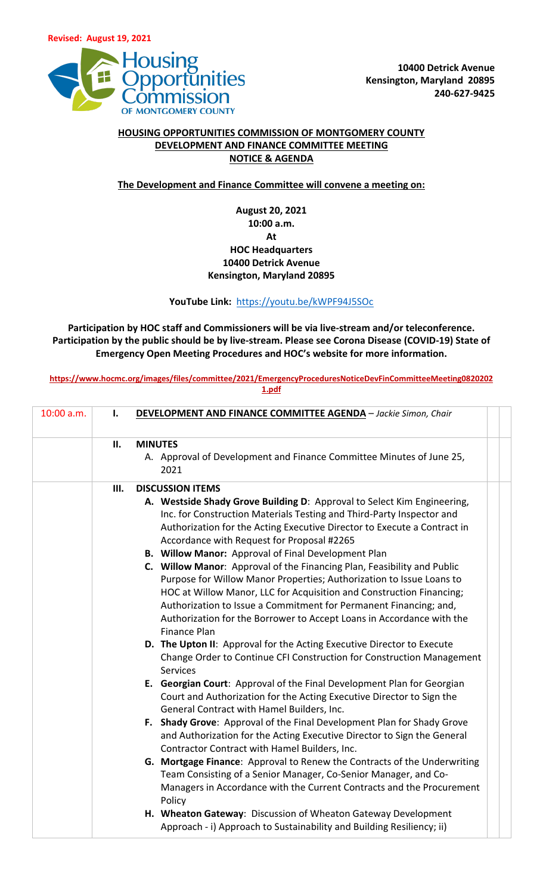**Revised: August 19, 2021**

10400 Detrick Avenue
Kensington, Maryland 20895
240-627-9425

# HOUSING OPPORTUNITIES COMMISSION OF MONTGOMERY COUNTY
## DEVELOPMENT AND FINANCE COMMITTEE MEETING
## NOTICE & AGENDA

**The Development and Finance Committee will convene a meeting on:**

**August 20, 2021**
**10:00 a.m.**
**At**
**HOC Headquarters**
**10400 Detrick Avenue**
**Kensington, Maryland 20895**

**YouTube Link:** https://youtu.be/kWPF94J5SOc

**Participation by HOC staff and Commissioners will be via live-stream and/or teleconference. Participation by the public should be by live-stream. Please see Corona Disease (COVID-19) State of Emergency Open Meeting Procedures and HOC's website for more information.**

**https://www.hocmc.org/images/files/committee/2021/EmergencyProceduresNoticeDevFinCommitteeMeeting08202021.pdf**

| | | | |
|---|---|---|---|
| 10:00 a.m. | I. | **DEVELOPMENT AND FINANCE COMMITTEE AGENDA** – *Jackie Simon, Chair* | |
| | II. | **MINUTES**<br>A. Approval of Development and Finance Committee Minutes of June 25, 2021 | |
| | III. | **DISCUSSION ITEMS**<br>**A. Westside Shady Grove Building D**: Approval to Select Kim Engineering, Inc. for Construction Materials Testing and Third-Party Inspector and Authorization for the Acting Executive Director to Execute a Contract in Accordance with Request for Proposal #2265<br>**B. Willow Manor:** Approval of Final Development Plan<br>**C. Willow Manor**: Approval of the Financing Plan, Feasibility and Public Purpose for Willow Manor Properties; Authorization to Issue Loans to HOC at Willow Manor, LLC for Acquisition and Construction Financing; Authorization to Issue a Commitment for Permanent Financing; and, Authorization for the Borrower to Accept Loans in Accordance with the Finance Plan<br>**D. The Upton II**: Approval for the Acting Executive Director to Execute Change Order to Continue CFI Construction for Construction Management Services<br>**E. Georgian Court**: Approval of the Final Development Plan for Georgian Court and Authorization for the Acting Executive Director to Sign the General Contract with Hamel Builders, Inc.<br>**F. Shady Grove**: Approval of the Final Development Plan for Shady Grove and Authorization for the Acting Executive Director to Sign the General Contractor Contract with Hamel Builders, Inc.<br>**G. Mortgage Finance**: Approval to Renew the Contracts of the Underwriting Team Consisting of a Senior Manager, Co-Senior Manager, and Co-Managers in Accordance with the Current Contracts and the Procurement Policy<br>**H. Wheaton Gateway**: Discussion of Wheaton Gateway Development Approach - i) Approach to Sustainability and Building Resiliency; ii) | |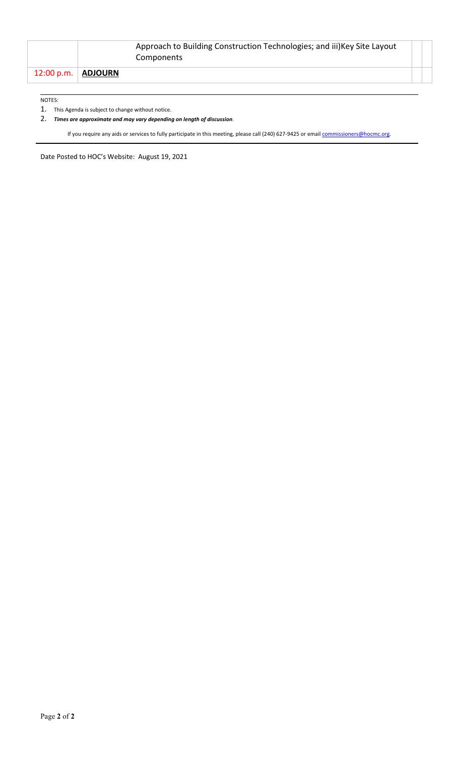| | | | |
|---|---|---|---|
| | Approach to Building Construction Technologies; and iii)Key Site Layout Components | | |
| 12:00 p.m. | **ADJOURN** | | |

NOTES:

1. This Agenda is subject to change without notice.
2. ***Times are approximate and may vary depending on length of discussion***.

If you require any aids or services to fully participate in this meeting, please call (240) 627-9425 or email commissioners@hocmc.org.

Date Posted to HOC's Website: August 19, 2021